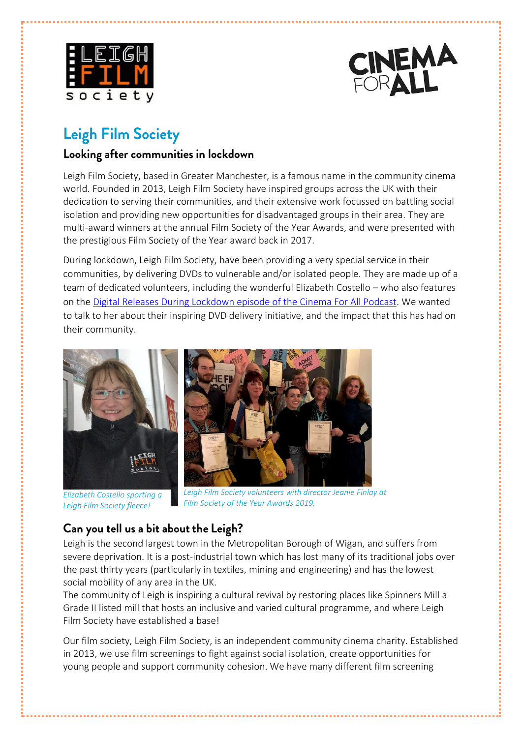# Leigh Film Society

## Looking after communities in lockdown

Leigh Film Society, based in Greater Manchester, is a famous name in the community cinema world. Founded in 2013, Leigh Film Society have inspired groups across the UK with their dedication to serving their communities, and their extensive work focussed on battling social isolation and providing new opportunities for disadvantaged groups in their area. They are multi-award winners at the annual Film Society of the Year Awards, and were presented with the prestigious Film Society of the Year award back in 2017.

During lockdown, Leigh Film Society, have been providing a very special service in their communities, by delivering DVDs to vulnerable and/or isolated people. They are made up of a team of dedicated volunteers, including the wonderful Elizabeth Costello – who also features on the Digital Releases During Lockdown episode of the Cinema For All Podcast. We wanted to talk to her about their inspiring DVD delivery initiative, and the impact that this has had on their community.

*Elizabeth Costello sporting a Leigh Film Society fleece!*

*Leigh Film Society volunteers with director Jeanie Finlay at Film Society of the Year Awards 2019.*

## Can you tell us a bit about the Leigh?

Leigh is the second largest town in the Metropolitan Borough of Wigan, and suffers from severe deprivation. It is a post-industrial town which has lost many of its traditional jobs over the past thirty years (particularly in textiles, mining and engineering) and has the lowest social mobility of any area in the UK.

The community of Leigh is inspiring a cultural revival by restoring places like Spinners Mill a Grade II listed mill that hosts an inclusive and varied cultural programme, and where Leigh Film Society have established a base!

Our film society, Leigh Film Society, is an independent community cinema charity. Established in 2013, we use film screenings to fight against social isolation, create opportunities for young people and support community cohesion. We have many different film screening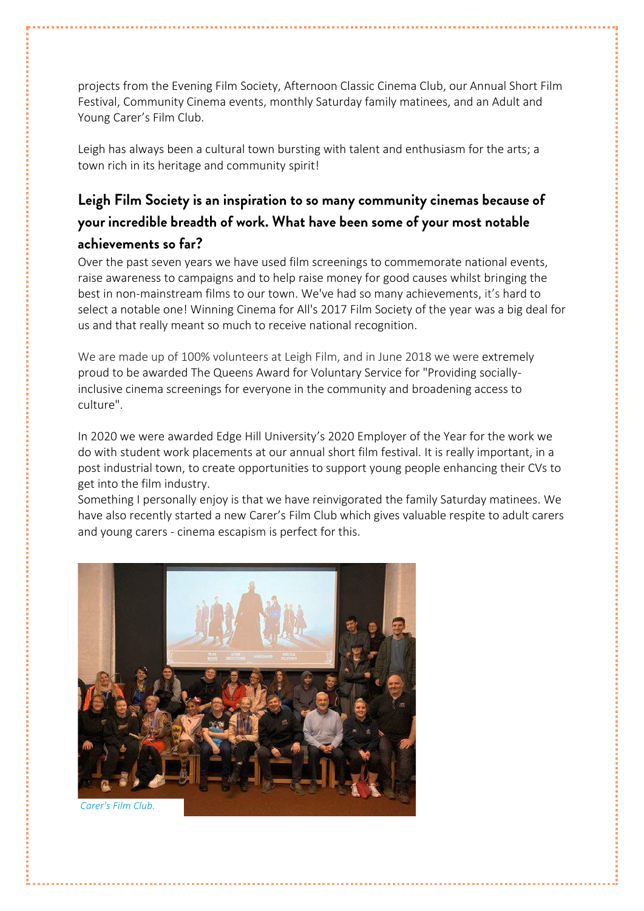projects from the Evening Film Society, Afternoon Classic Cinema Club, our Annual Short Film Festival, Community Cinema events, monthly Saturday family matinees, and an Adult and Young Carer's Film Club.

Leigh has always been a cultural town bursting with talent and enthusiasm for the arts; a town rich in its heritage and community spirit!

## Leigh Film Society is an inspiration to so many community cinemas because of your incredible breadth of work. What have been some of your most notable achievements so far?

Over the past seven years we have used film screenings to commemorate national events, raise awareness to campaigns and to help raise money for good causes whilst bringing the best in non-mainstream films to our town. We've had so many achievements, it's hard to select a notable one! Winning Cinema for All's 2017 Film Society of the year was a big deal for us and that really meant so much to receive national recognition.

We are made up of 100% volunteers at Leigh Film, and in June 2018 we were extremely proud to be awarded The Queens Award for Voluntary Service for "Providing socially-inclusive cinema screenings for everyone in the community and broadening access to culture".

In 2020 we were awarded Edge Hill University's 2020 Employer of the Year for the work we do with student work placements at our annual short film festival. It is really important, in a post industrial town, to create opportunities to support young people enhancing their CVs to get into the film industry.

Something I personally enjoy is that we have reinvigorated the family Saturday matinees. We have also recently started a new Carer's Film Club which gives valuable respite to adult carers and young carers - cinema escapism is perfect for this.

*Carer's Film Club.*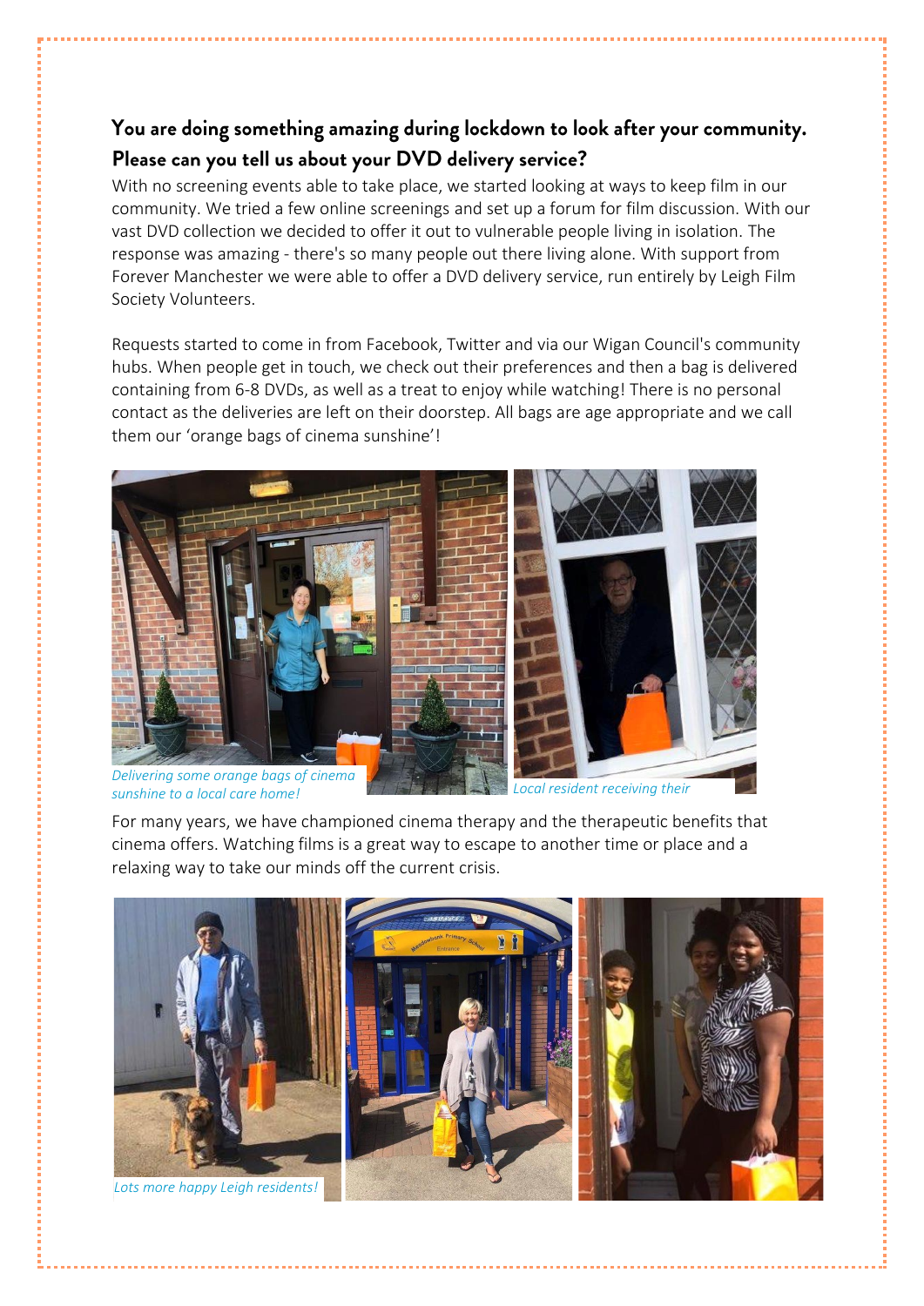## You are doing something amazing during lockdown to look after your community. Please can you tell us about your DVD delivery service?

With no screening events able to take place, we started looking at ways to keep film in our community. We tried a few online screenings and set up a forum for film discussion. With our vast DVD collection we decided to offer it out to vulnerable people living in isolation. The response was amazing - there's so many people out there living alone. With support from Forever Manchester we were able to offer a DVD delivery service, run entirely by Leigh Film Society Volunteers.

Requests started to come in from Facebook, Twitter and via our Wigan Council's community hubs. When people get in touch, we check out their preferences and then a bag is delivered containing from 6-8 DVDs, as well as a treat to enjoy while watching! There is no personal contact as the deliveries are left on their doorstep. All bags are age appropriate and we call them our 'orange bags of cinema sunshine'!

*Delivering some orange bags of cinema sunshine to a local care home!*

*Local resident receiving their*

For many years, we have championed cinema therapy and the therapeutic benefits that cinema offers. Watching films is a great way to escape to another time or place and a relaxing way to take our minds off the current crisis.

*Lots more happy Leigh residents!*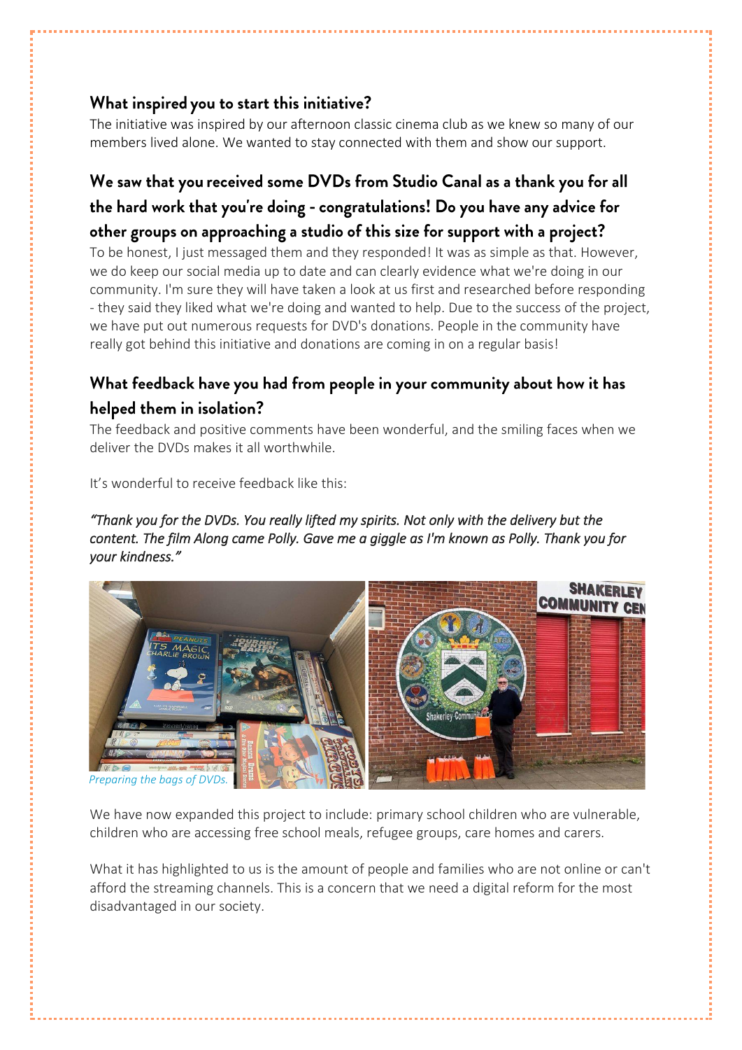### What inspired you to start this initiative?

The initiative was inspired by our afternoon classic cinema club as we knew so many of our members lived alone. We wanted to stay connected with them and show our support.

### We saw that you received some DVDs from Studio Canal as a thank you for all the hard work that you're doing - congratulations! Do you have any advice for other groups on approaching a studio of this size for support with a project?

To be honest, I just messaged them and they responded! It was as simple as that. However, we do keep our social media up to date and can clearly evidence what we're doing in our community. I'm sure they will have taken a look at us first and researched before responding - they said they liked what we're doing and wanted to help. Due to the success of the project, we have put out numerous requests for DVD's donations. People in the community have really got behind this initiative and donations are coming in on a regular basis!

### What feedback have you had from people in your community about how it has helped them in isolation?

The feedback and positive comments have been wonderful, and the smiling faces when we deliver the DVDs makes it all worthwhile.

It's wonderful to receive feedback like this:

*"Thank you for the DVDs. You really lifted my spirits. Not only with the delivery but the content. The film Along came Polly. Gave me a giggle as I'm known as Polly. Thank you for your kindness."*

*Preparing the bags of DVDs.*

We have now expanded this project to include: primary school children who are vulnerable, children who are accessing free school meals, refugee groups, care homes and carers.

What it has highlighted to us is the amount of people and families who are not online or can't afford the streaming channels. This is a concern that we need a digital reform for the most disadvantaged in our society.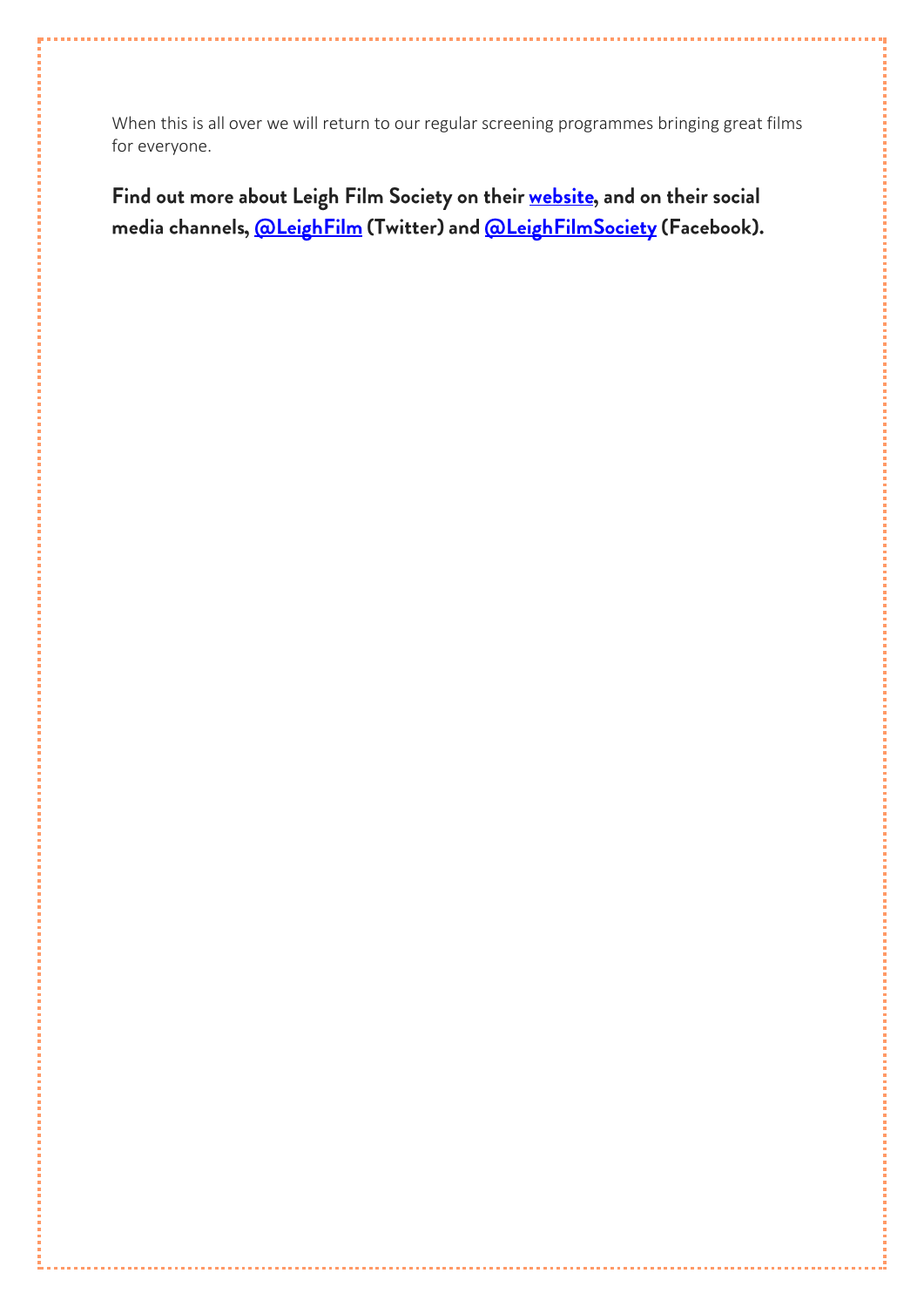When this is all over we will return to our regular screening programmes bringing great films for everyone.

**Find out more about Leigh Film Society on their website, and on their social media channels, @LeighFilm (Twitter) and @LeighFilmSociety (Facebook).**